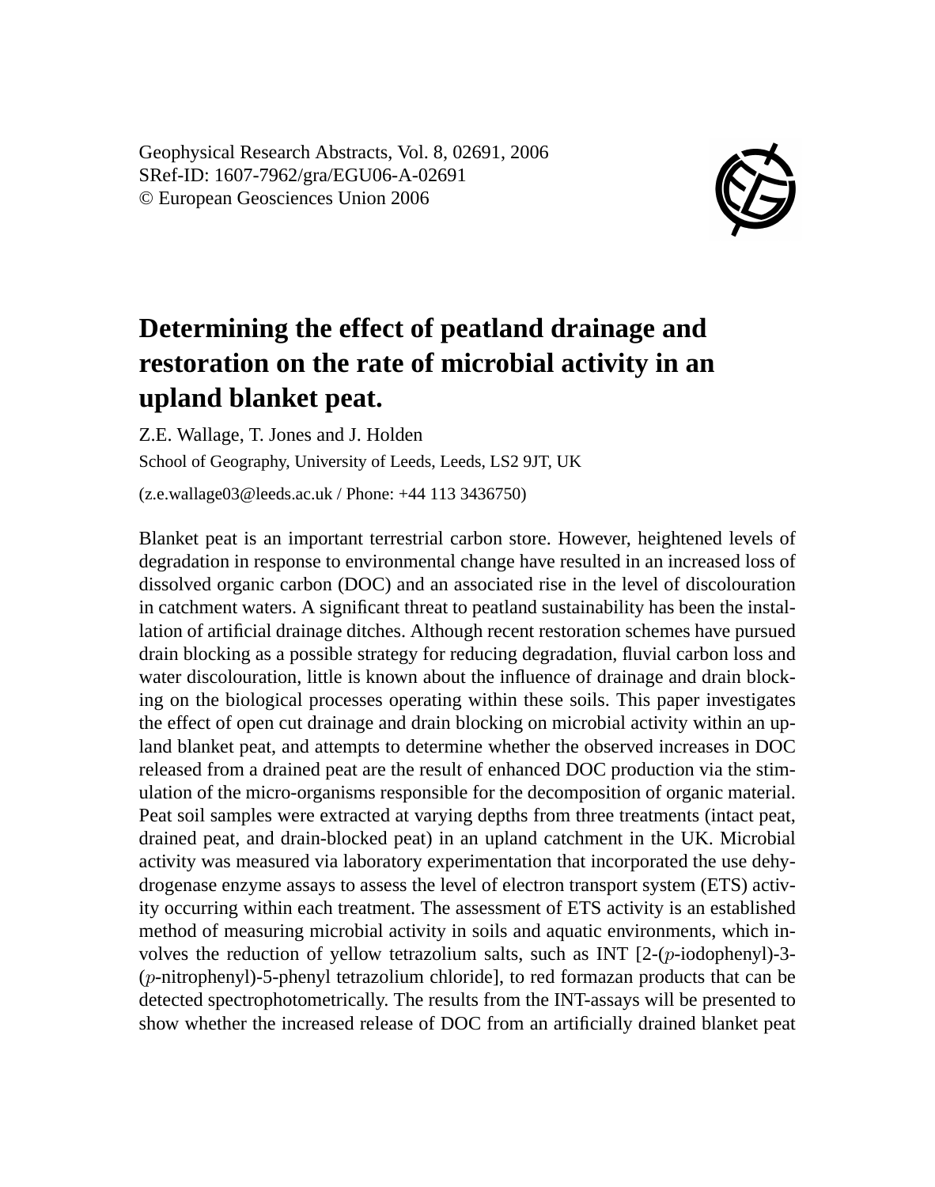Geophysical Research Abstracts, Vol. 8, 02691, 2006
SRef-ID: 1607-7962/gra/EGU06-A-02691
© European Geosciences Union 2006

# Determining the effect of peatland drainage and restoration on the rate of microbial activity in an upland blanket peat.

Z.E. Wallage, T. Jones and J. Holden

School of Geography, University of Leeds, Leeds, LS2 9JT, UK

(z.e.wallage03@leeds.ac.uk / Phone: +44 113 3436750)

Blanket peat is an important terrestrial carbon store. However, heightened levels of degradation in response to environmental change have resulted in an increased loss of dissolved organic carbon (DOC) and an associated rise in the level of discolouration in catchment waters. A significant threat to peatland sustainability has been the installation of artificial drainage ditches. Although recent restoration schemes have pursued drain blocking as a possible strategy for reducing degradation, fluvial carbon loss and water discolouration, little is known about the influence of drainage and drain blocking on the biological processes operating within these soils. This paper investigates the effect of open cut drainage and drain blocking on microbial activity within an upland blanket peat, and attempts to determine whether the observed increases in DOC released from a drained peat are the result of enhanced DOC production via the stimulation of the micro-organisms responsible for the decomposition of organic material. Peat soil samples were extracted at varying depths from three treatments (intact peat, drained peat, and drain-blocked peat) in an upland catchment in the UK. Microbial activity was measured via laboratory experimentation that incorporated the use dehydrogenase enzyme assays to assess the level of electron transport system (ETS) activity occurring within each treatment. The assessment of ETS activity is an established method of measuring microbial activity in soils and aquatic environments, which involves the reduction of yellow tetrazolium salts, such as INT [2-($p$-iodophenyl)-3-($p$-nitrophenyl)-5-phenyl tetrazolium chloride], to red formazan products that can be detected spectrophotometrically. The results from the INT-assays will be presented to show whether the increased release of DOC from an artificially drained blanket peat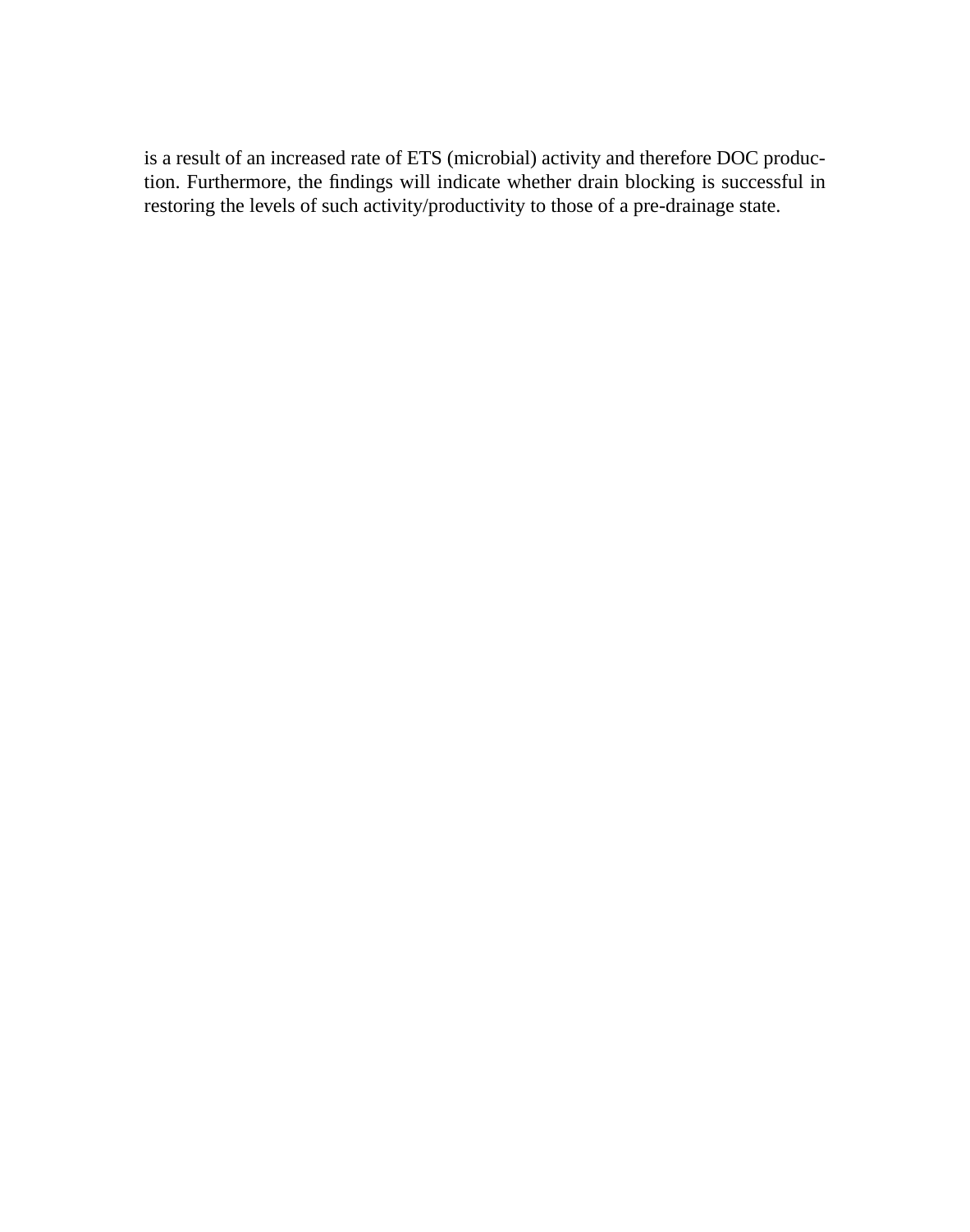is a result of an increased rate of ETS (microbial) activity and therefore DOC production. Furthermore, the findings will indicate whether drain blocking is successful in restoring the levels of such activity/productivity to those of a pre-drainage state.